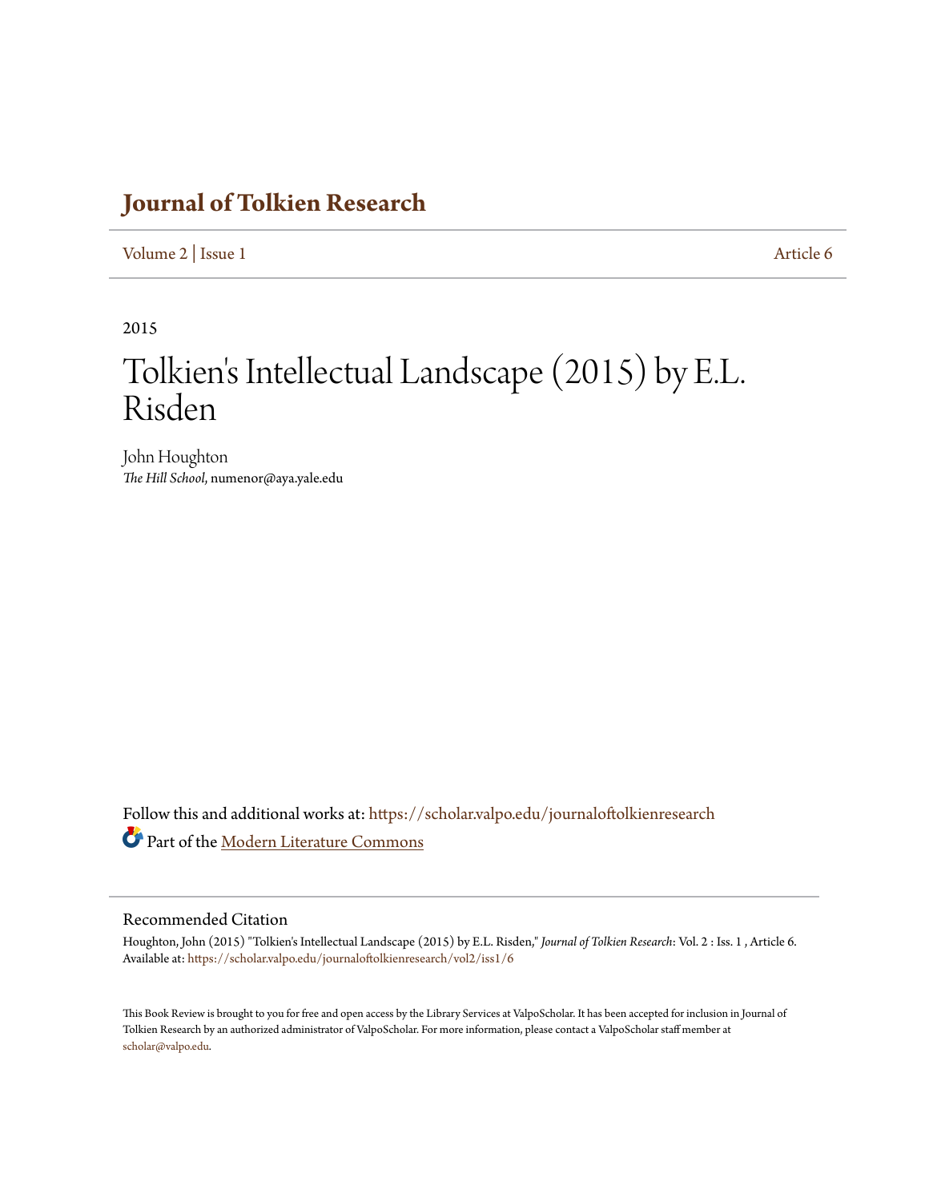# Journal of Tolkien Research

Volume 2 | Issue 1 Article 6

2015

# Tolkien's Intellectual Landscape (2015) by E.L. Risden

John Houghton
*The Hill School*, numenor@aya.yale.edu

Follow this and additional works at: https://scholar.valpo.edu/journaloftolkienresearch

Part of the Modern Literature Commons

## Recommended Citation

Houghton, John (2015) "Tolkien's Intellectual Landscape (2015) by E.L. Risden," *Journal of Tolkien Research*: Vol. 2 : Iss. 1 , Article 6.
Available at: https://scholar.valpo.edu/journaloftolkienresearch/vol2/iss1/6

This Book Review is brought to you for free and open access by the Library Services at ValpoScholar. It has been accepted for inclusion in Journal of Tolkien Research by an authorized administrator of ValpoScholar. For more information, please contact a ValpoScholar staff member at scholar@valpo.edu.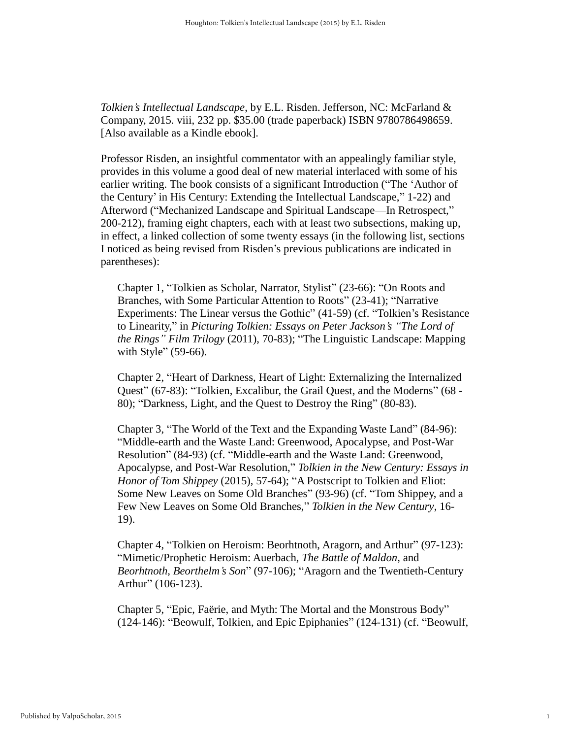*Tolkien's Intellectual Landscape*, by E.L. Risden. Jefferson, NC: McFarland & Company, 2015. viii, 232 pp. $35.00 (trade paperback) ISBN 9780786498659. [Also available as a Kindle ebook].

Professor Risden, an insightful commentator with an appealingly familiar style, provides in this volume a good deal of new material interlaced with some of his earlier writing. The book consists of a significant Introduction ("The 'Author of the Century' in His Century: Extending the Intellectual Landscape," 1-22) and Afterword ("Mechanized Landscape and Spiritual Landscape—In Retrospect," 200-212), framing eight chapters, each with at least two subsections, making up, in effect, a linked collection of some twenty essays (in the following list, sections I noticed as being revised from Risden's previous publications are indicated in parentheses):

> Chapter 1, "Tolkien as Scholar, Narrator, Stylist" (23-66): "On Roots and Branches, with Some Particular Attention to Roots" (23-41); "Narrative Experiments: The Linear versus the Gothic" (41-59) (cf. "Tolkien's Resistance to Linearity," in *Picturing Tolkien: Essays on Peter Jackson's "The Lord of the Rings" Film Trilogy* (2011), 70-83); "The Linguistic Landscape: Mapping with Style" (59-66).
>
> Chapter 2, "Heart of Darkness, Heart of Light: Externalizing the Internalized Quest" (67-83): "Tolkien, Excalibur, the Grail Quest, and the Moderns" (68 - 80); "Darkness, Light, and the Quest to Destroy the Ring" (80-83).
>
> Chapter 3, "The World of the Text and the Expanding Waste Land" (84-96): "Middle-earth and the Waste Land: Greenwood, Apocalypse, and Post-War Resolution" (84-93) (cf. "Middle-earth and the Waste Land: Greenwood, Apocalypse, and Post-War Resolution," *Tolkien in the New Century: Essays in Honor of Tom Shippey* (2015), 57-64); "A Postscript to Tolkien and Eliot: Some New Leaves on Some Old Branches" (93-96) (cf. "Tom Shippey, and a Few New Leaves on Some Old Branches," *Tolkien in the New Century*, 16-19).
>
> Chapter 4, "Tolkien on Heroism: Beorhtnoth, Aragorn, and Arthur" (97-123): "Mimetic/Prophetic Heroism: Auerbach, *The Battle of Maldon*, and *Beorhtnoth, Beorthelm's Son*" (97-106); "Aragorn and the Twentieth-Century Arthur" (106-123).
>
> Chapter 5, "Epic, Faërie, and Myth: The Mortal and the Monstrous Body" (124-146): "Beowulf, Tolkien, and Epic Epiphanies" (124-131) (cf. "Beowulf,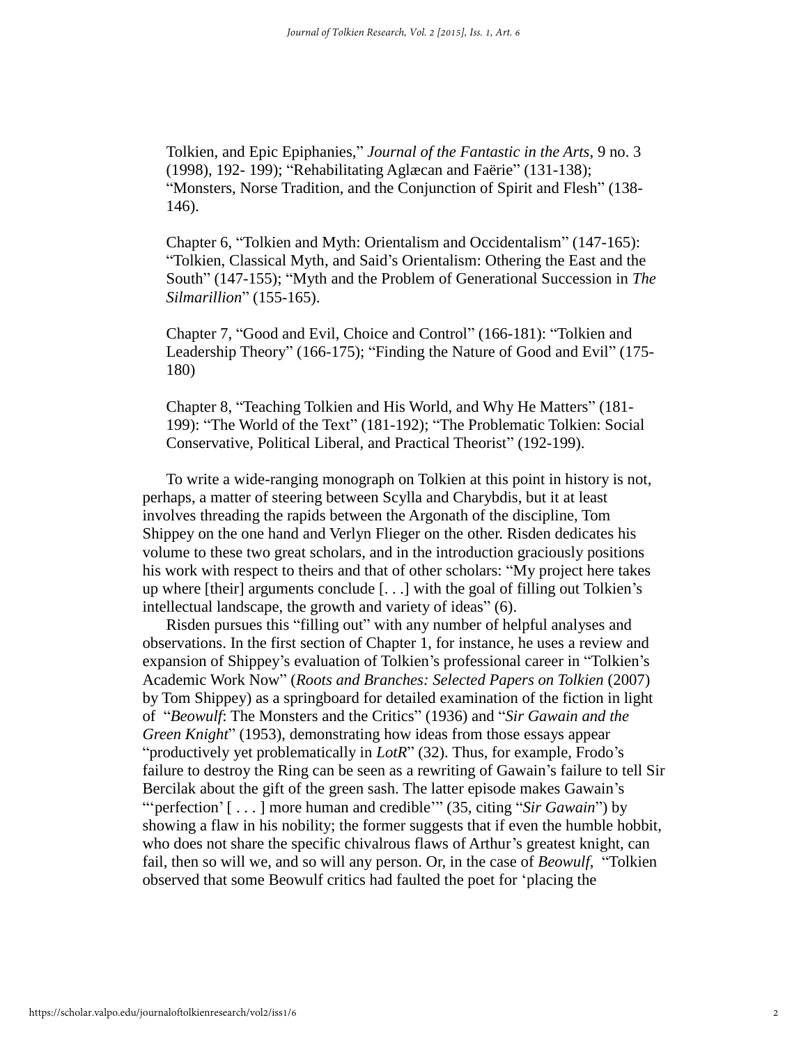Tolkien, and Epic Epiphanies," *Journal of the Fantastic in the Arts*, 9 no. 3 (1998), 192- 199); "Rehabilitating Aglæcan and Faërie" (131-138); "Monsters, Norse Tradition, and the Conjunction of Spirit and Flesh" (138-146).

Chapter 6, "Tolkien and Myth: Orientalism and Occidentalism" (147-165): "Tolkien, Classical Myth, and Said's Orientalism: Othering the East and the South" (147-155); "Myth and the Problem of Generational Succession in *The Silmarillion*" (155-165).

Chapter 7, "Good and Evil, Choice and Control" (166-181): "Tolkien and Leadership Theory" (166-175); "Finding the Nature of Good and Evil" (175-180)

Chapter 8, "Teaching Tolkien and His World, and Why He Matters" (181-199): "The World of the Text" (181-192); "The Problematic Tolkien: Social Conservative, Political Liberal, and Practical Theorist" (192-199).

To write a wide-ranging monograph on Tolkien at this point in history is not, perhaps, a matter of steering between Scylla and Charybdis, but it at least involves threading the rapids between the Argonath of the discipline, Tom Shippey on the one hand and Verlyn Flieger on the other. Risden dedicates his volume to these two great scholars, and in the introduction graciously positions his work with respect to theirs and that of other scholars: "My project here takes up where [their] arguments conclude [. . .] with the goal of filling out Tolkien's intellectual landscape, the growth and variety of ideas" (6).

Risden pursues this "filling out" with any number of helpful analyses and observations. In the first section of Chapter 1, for instance, he uses a review and expansion of Shippey's evaluation of Tolkien's professional career in "Tolkien's Academic Work Now" (*Roots and Branches: Selected Papers on Tolkien* (2007) by Tom Shippey) as a springboard for detailed examination of the fiction in light of "*Beowulf*: The Monsters and the Critics" (1936) and "*Sir Gawain and the Green Knight*" (1953), demonstrating how ideas from those essays appear "productively yet problematically in *LotR*" (32). Thus, for example, Frodo's failure to destroy the Ring can be seen as a rewriting of Gawain's failure to tell Sir Bercilak about the gift of the green sash. The latter episode makes Gawain's "'perfection' [ . . . ] more human and credible'" (35, citing "*Sir Gawain*") by showing a flaw in his nobility; the former suggests that if even the humble hobbit, who does not share the specific chivalrous flaws of Arthur's greatest knight, can fail, then so will we, and so will any person. Or, in the case of *Beowulf*, "Tolkien observed that some Beowulf critics had faulted the poet for 'placing the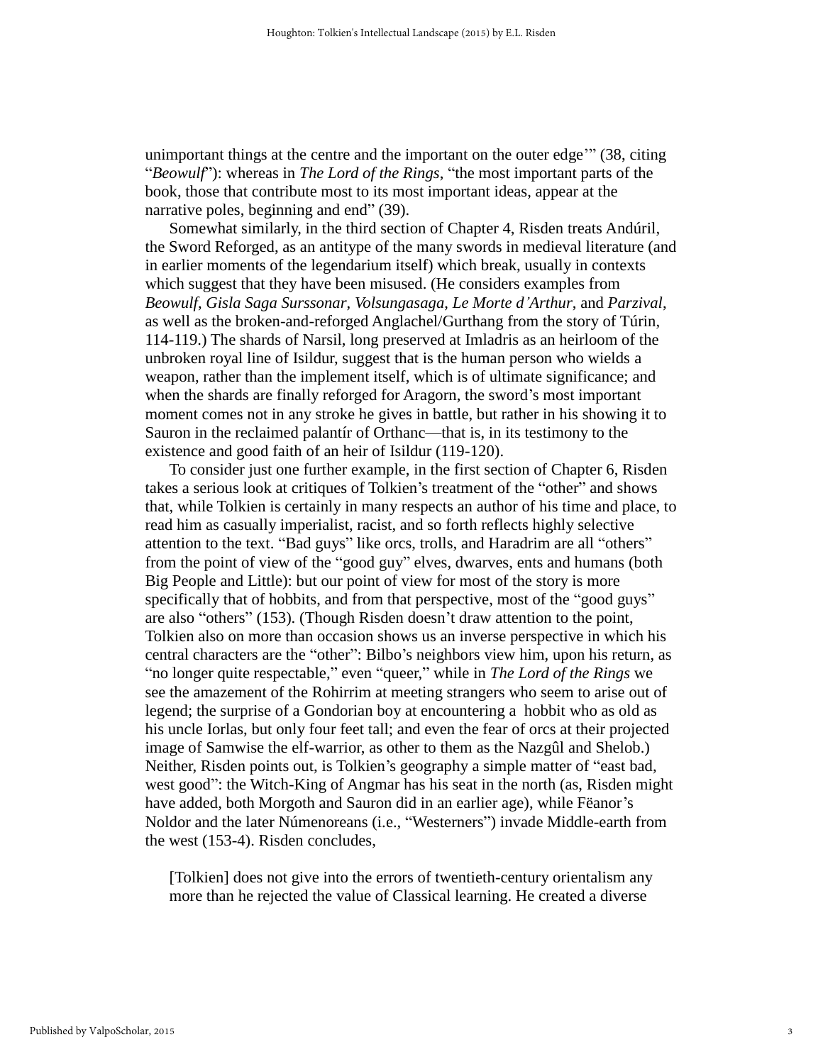unimportant things at the centre and the important on the outer edge'" (38, citing "*Beowulf*"): whereas in *The Lord of the Rings*, "the most important parts of the book, those that contribute most to its most important ideas, appear at the narrative poles, beginning and end" (39).

Somewhat similarly, in the third section of Chapter 4, Risden treats Andúril, the Sword Reforged, as an antitype of the many swords in medieval literature (and in earlier moments of the legendarium itself) which break, usually in contexts which suggest that they have been misused. (He considers examples from *Beowulf*, *Gisla Saga Surssonar*, *Volsungasaga*, *Le Morte d'Arthur*, and *Parzival*, as well as the broken-and-reforged Anglachel/Gurthang from the story of Túrin, 114-119.) The shards of Narsil, long preserved at Imladris as an heirloom of the unbroken royal line of Isildur, suggest that is the human person who wields a weapon, rather than the implement itself, which is of ultimate significance; and when the shards are finally reforged for Aragorn, the sword's most important moment comes not in any stroke he gives in battle, but rather in his showing it to Sauron in the reclaimed palantír of Orthanc—that is, in its testimony to the existence and good faith of an heir of Isildur (119-120).

To consider just one further example, in the first section of Chapter 6, Risden takes a serious look at critiques of Tolkien's treatment of the "other" and shows that, while Tolkien is certainly in many respects an author of his time and place, to read him as casually imperialist, racist, and so forth reflects highly selective attention to the text. "Bad guys" like orcs, trolls, and Haradrim are all "others" from the point of view of the "good guy" elves, dwarves, ents and humans (both Big People and Little): but our point of view for most of the story is more specifically that of hobbits, and from that perspective, most of the "good guys" are also "others" (153). (Though Risden doesn't draw attention to the point, Tolkien also on more than occasion shows us an inverse perspective in which his central characters are the "other": Bilbo's neighbors view him, upon his return, as "no longer quite respectable," even "queer," while in *The Lord of the Rings* we see the amazement of the Rohirrim at meeting strangers who seem to arise out of legend; the surprise of a Gondorian boy at encountering a hobbit who as old as his uncle Iorlas, but only four feet tall; and even the fear of orcs at their projected image of Samwise the elf-warrior, as other to them as the Nazgûl and Shelob.) Neither, Risden points out, is Tolkien's geography a simple matter of "east bad, west good": the Witch-King of Angmar has his seat in the north (as, Risden might have added, both Morgoth and Sauron did in an earlier age), while Fëanor's Noldor and the later Númenoreans (i.e., "Westerners") invade Middle-earth from the west (153-4). Risden concludes,

> [Tolkien] does not give into the errors of twentieth-century orientalism any more than he rejected the value of Classical learning. He created a diverse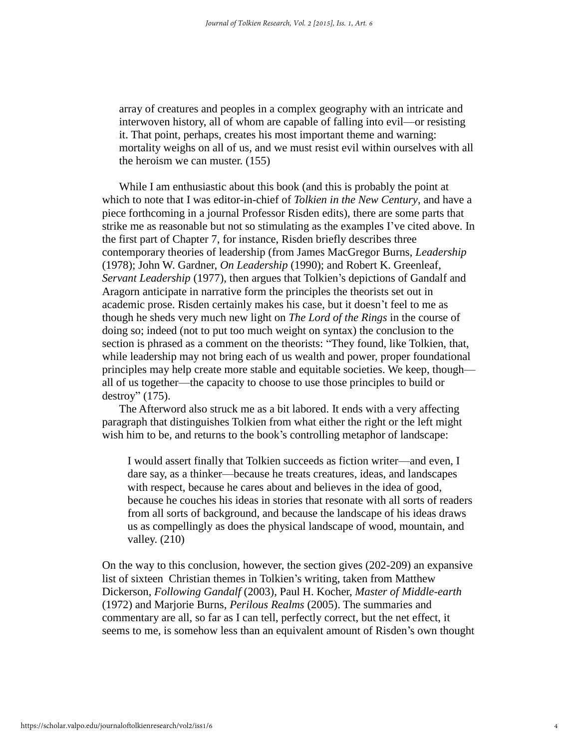> array of creatures and peoples in a complex geography with an intricate and interwoven history, all of whom are capable of falling into evil—or resisting it. That point, perhaps, creates his most important theme and warning: mortality weighs on all of us, and we must resist evil within ourselves with all the heroism we can muster. (155)

While I am enthusiastic about this book (and this is probably the point at which to note that I was editor-in-chief of *Tolkien in the New Century*, and have a piece forthcoming in a journal Professor Risden edits), there are some parts that strike me as reasonable but not so stimulating as the examples I've cited above. In the first part of Chapter 7, for instance, Risden briefly describes three contemporary theories of leadership (from James MacGregor Burns, *Leadership* (1978); John W. Gardner, *On Leadership* (1990); and Robert K. Greenleaf, *Servant Leadership* (1977), then argues that Tolkien's depictions of Gandalf and Aragorn anticipate in narrative form the principles the theorists set out in academic prose. Risden certainly makes his case, but it doesn't feel to me as though he sheds very much new light on *The Lord of the Rings* in the course of doing so; indeed (not to put too much weight on syntax) the conclusion to the section is phrased as a comment on the theorists: "They found, like Tolkien, that, while leadership may not bring each of us wealth and power, proper foundational principles may help create more stable and equitable societies. We keep, though—all of us together—the capacity to choose to use those principles to build or destroy" (175).

The Afterword also struck me as a bit labored. It ends with a very affecting paragraph that distinguishes Tolkien from what either the right or the left might wish him to be, and returns to the book's controlling metaphor of landscape:

> I would assert finally that Tolkien succeeds as fiction writer—and even, I dare say, as a thinker—because he treats creatures, ideas, and landscapes with respect, because he cares about and believes in the idea of good, because he couches his ideas in stories that resonate with all sorts of readers from all sorts of background, and because the landscape of his ideas draws us as compellingly as does the physical landscape of wood, mountain, and valley. (210)

On the way to this conclusion, however, the section gives (202-209) an expansive list of sixteen Christian themes in Tolkien's writing, taken from Matthew Dickerson, *Following Gandalf* (2003), Paul H. Kocher, *Master of Middle-earth* (1972) and Marjorie Burns, *Perilous Realms* (2005). The summaries and commentary are all, so far as I can tell, perfectly correct, but the net effect, it seems to me, is somehow less than an equivalent amount of Risden's own thought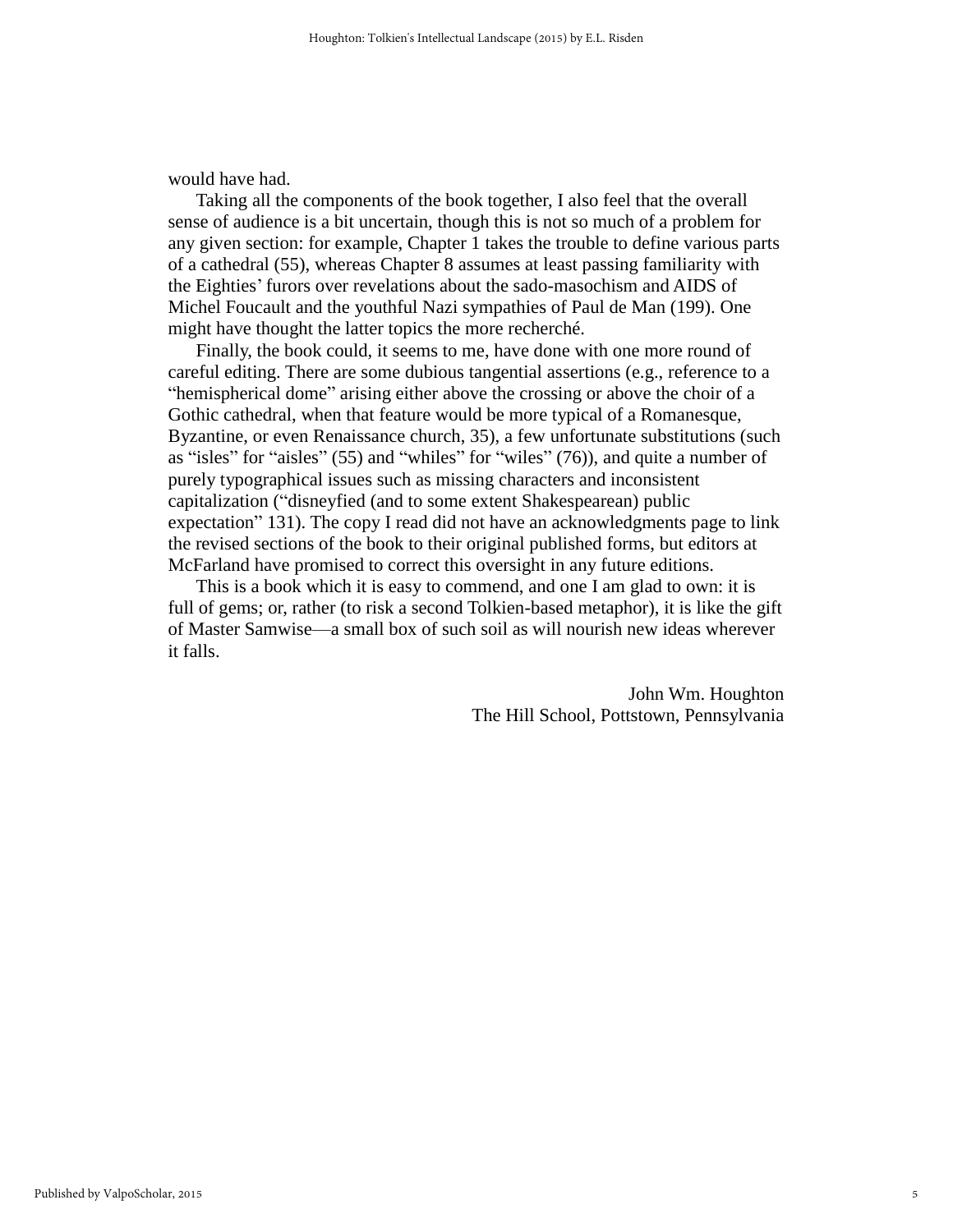would have had.

Taking all the components of the book together, I also feel that the overall sense of audience is a bit uncertain, though this is not so much of a problem for any given section: for example, Chapter 1 takes the trouble to define various parts of a cathedral (55), whereas Chapter 8 assumes at least passing familiarity with the Eighties' furors over revelations about the sado-masochism and AIDS of Michel Foucault and the youthful Nazi sympathies of Paul de Man (199). One might have thought the latter topics the more recherché.

Finally, the book could, it seems to me, have done with one more round of careful editing. There are some dubious tangential assertions (e.g., reference to a "hemispherical dome" arising either above the crossing or above the choir of a Gothic cathedral, when that feature would be more typical of a Romanesque, Byzantine, or even Renaissance church, 35), a few unfortunate substitutions (such as "isles" for "aisles" (55) and "whiles" for "wiles" (76)), and quite a number of purely typographical issues such as missing characters and inconsistent capitalization ("disneyfied (and to some extent Shakespearean) public expectation" 131). The copy I read did not have an acknowledgments page to link the revised sections of the book to their original published forms, but editors at McFarland have promised to correct this oversight in any future editions.

This is a book which it is easy to commend, and one I am glad to own: it is full of gems; or, rather (to risk a second Tolkien-based metaphor), it is like the gift of Master Samwise—a small box of such soil as will nourish new ideas wherever it falls.

John Wm. Houghton
The Hill School, Pottstown, Pennsylvania